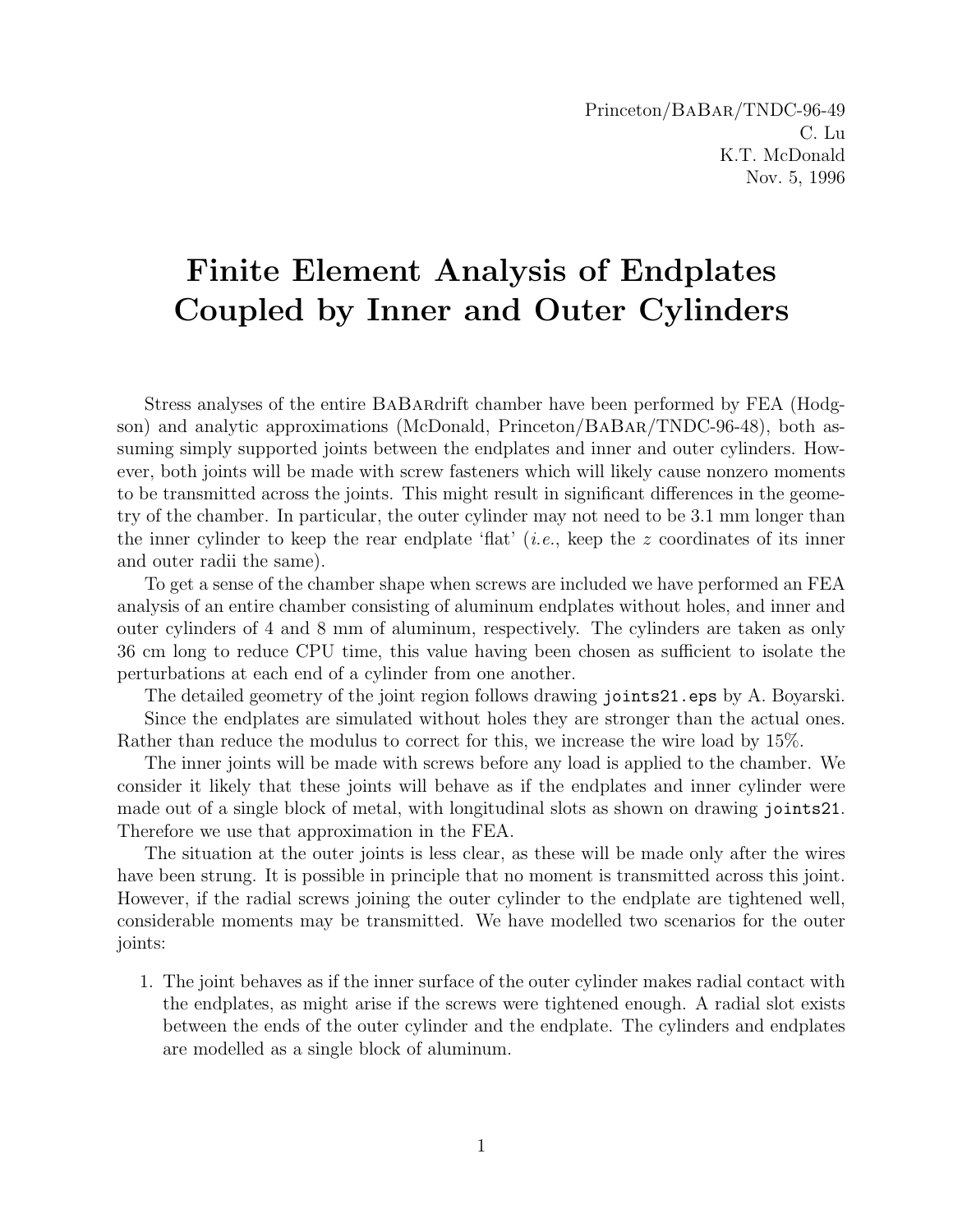Princeton/BaBar/TNDC-96-49
C. Lu
K.T. McDonald
Nov. 5, 1996

# Finite Element Analysis of Endplates Coupled by Inner and Outer Cylinders

Stress analyses of the entire BaBardrift chamber have been performed by FEA (Hodgson) and analytic approximations (McDonald, Princeton/BaBar/TNDC-96-48), both assuming simply supported joints between the endplates and inner and outer cylinders. However, both joints will be made with screw fasteners which will likely cause nonzero moments to be transmitted across the joints. This might result in significant differences in the geometry of the chamber. In particular, the outer cylinder may not need to be 3.1 mm longer than the inner cylinder to keep the rear endplate 'flat' (*i.e.*, keep the $z$ coordinates of its inner and outer radii the same).

To get a sense of the chamber shape when screws are included we have performed an FEA analysis of an entire chamber consisting of aluminum endplates without holes, and inner and outer cylinders of 4 and 8 mm of aluminum, respectively. The cylinders are taken as only 36 cm long to reduce CPU time, this value having been chosen as sufficient to isolate the perturbations at each end of a cylinder from one another.

The detailed geometry of the joint region follows drawing `joints21.eps` by A. Boyarski.

Since the endplates are simulated without holes they are stronger than the actual ones. Rather than reduce the modulus to correct for this, we increase the wire load by 15%.

The inner joints will be made with screws before any load is applied to the chamber. We consider it likely that these joints will behave as if the endplates and inner cylinder were made out of a single block of metal, with longitudinal slots as shown on drawing `joints21`. Therefore we use that approximation in the FEA.

The situation at the outer joints is less clear, as these will be made only after the wires have been strung. It is possible in principle that no moment is transmitted across this joint. However, if the radial screws joining the outer cylinder to the endplate are tightened well, considerable moments may be transmitted. We have modelled two scenarios for the outer joints:

1. The joint behaves as if the inner surface of the outer cylinder makes radial contact with the endplates, as might arise if the screws were tightened enough. A radial slot exists between the ends of the outer cylinder and the endplate. The cylinders and endplates are modelled as a single block of aluminum.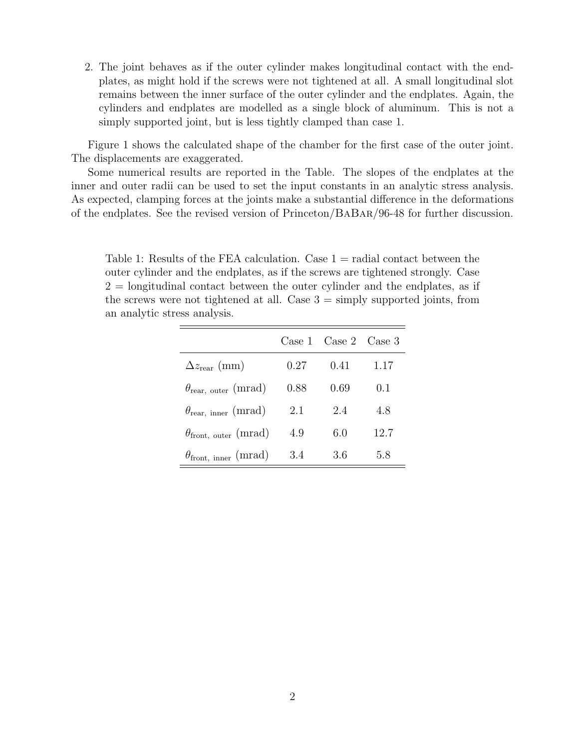2. The joint behaves as if the outer cylinder makes longitudinal contact with the endplates, as might hold if the screws were not tightened at all. A small longitudinal slot remains between the inner surface of the outer cylinder and the endplates. Again, the cylinders and endplates are modelled as a single block of aluminum. This is not a simply supported joint, but is less tightly clamped than case 1.

Figure 1 shows the calculated shape of the chamber for the first case of the outer joint. The displacements are exaggerated.

Some numerical results are reported in the Table. The slopes of the endplates at the inner and outer radii can be used to set the input constants in an analytic stress analysis. As expected, clamping forces at the joints make a substantial difference in the deformations of the endplates. See the revised version of Princeton/BaBar/96-48 for further discussion.

Table 1: Results of the FEA calculation. Case 1 = radial contact between the outer cylinder and the endplates, as if the screws are tightened strongly. Case 2 = longitudinal contact between the outer cylinder and the endplates, as if the screws were not tightened at all. Case 3 = simply supported joints, from an analytic stress analysis.

| | Case 1 | Case 2 | Case 3 |
|---|---|---|---|
| $\Delta z_{\text{rear}}$ (mm) | 0.27 | 0.41 | 1.17 |
| $\theta_{\text{rear, outer}}$ (mrad) | 0.88 | 0.69 | 0.1 |
| $\theta_{\text{rear, inner}}$ (mrad) | 2.1 | 2.4 | 4.8 |
| $\theta_{\text{front, outer}}$ (mrad) | 4.9 | 6.0 | 12.7 |
| $\theta_{\text{front, inner}}$ (mrad) | 3.4 | 3.6 | 5.8 |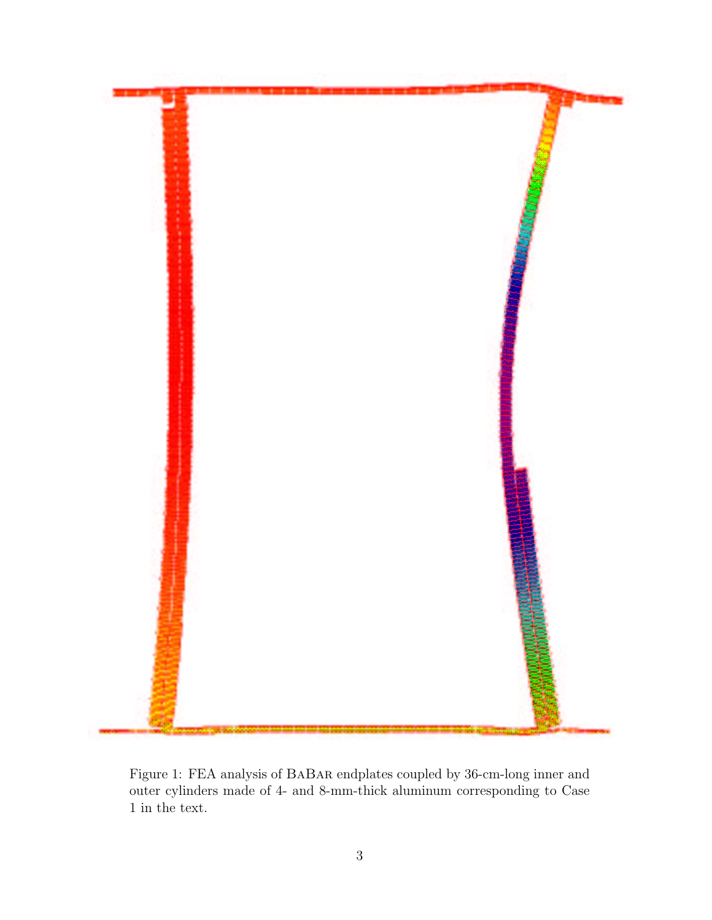Figure 1: FEA analysis of BaBar endplates coupled by 36-cm-long inner and outer cylinders made of 4- and 8-mm-thick aluminum corresponding to Case 1 in the text.